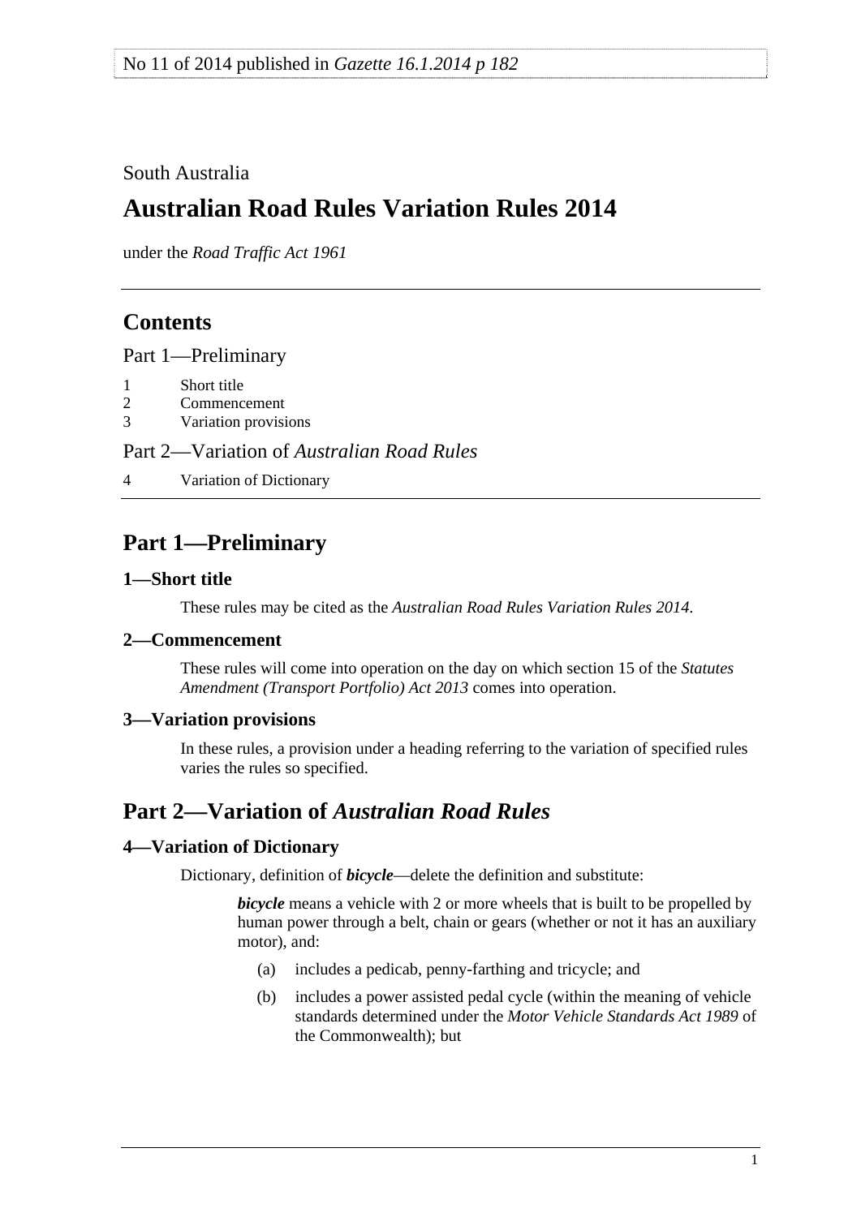No 11 of 2014 published in *Gazette 16.1.2014 p 182*

South Australia

# Australian Road Rules Variation Rules 2014

under the *Road Traffic Act 1961*

## Contents

Part 1—Preliminary

1 Short title
2 Commencement
3 Variation provisions

Part 2—Variation of *Australian Road Rules*

4 Variation of Dictionary

## Part 1—Preliminary

### 1—Short title

These rules may be cited as the *Australian Road Rules Variation Rules 2014*.

### 2—Commencement

These rules will come into operation on the day on which section 15 of the *Statutes Amendment (Transport Portfolio) Act 2013* comes into operation.

### 3—Variation provisions

In these rules, a provision under a heading referring to the variation of specified rules varies the rules so specified.

## Part 2—Variation of *Australian Road Rules*

### 4—Variation of Dictionary

Dictionary, definition of ***bicycle***—delete the definition and substitute:

> ***bicycle*** means a vehicle with 2 or more wheels that is built to be propelled by human power through a belt, chain or gears (whether or not it has an auxiliary motor), and:
>
> (a) includes a pedicab, penny-farthing and tricycle; and
>
> (b) includes a power assisted pedal cycle (within the meaning of vehicle standards determined under the *Motor Vehicle Standards Act 1989* of the Commonwealth); but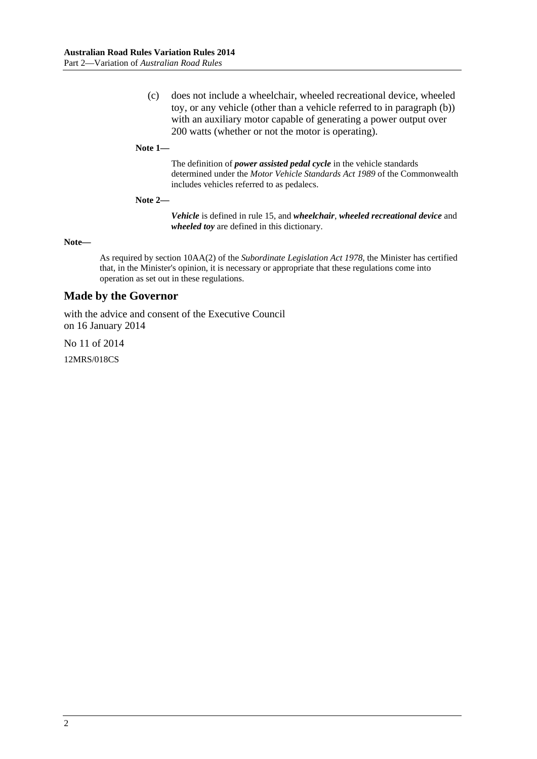(c) does not include a wheelchair, wheeled recreational device, wheeled toy, or any vehicle (other than a vehicle referred to in paragraph (b)) with an auxiliary motor capable of generating a power output over 200 watts (whether or not the motor is operating).

**Note 1—**

The definition of ***power assisted pedal cycle*** in the vehicle standards determined under the *Motor Vehicle Standards Act 1989* of the Commonwealth includes vehicles referred to as pedalecs.

**Note 2—**

***Vehicle*** is defined in rule 15, and ***wheelchair***, ***wheeled recreational device*** and ***wheeled toy*** are defined in this dictionary.

**Note—**

As required by section 10AA(2) of the *Subordinate Legislation Act 1978*, the Minister has certified that, in the Minister's opinion, it is necessary or appropriate that these regulations come into operation as set out in these regulations.

## Made by the Governor

with the advice and consent of the Executive Council
on 16 January 2014

No 11 of 2014

12MRS/018CS